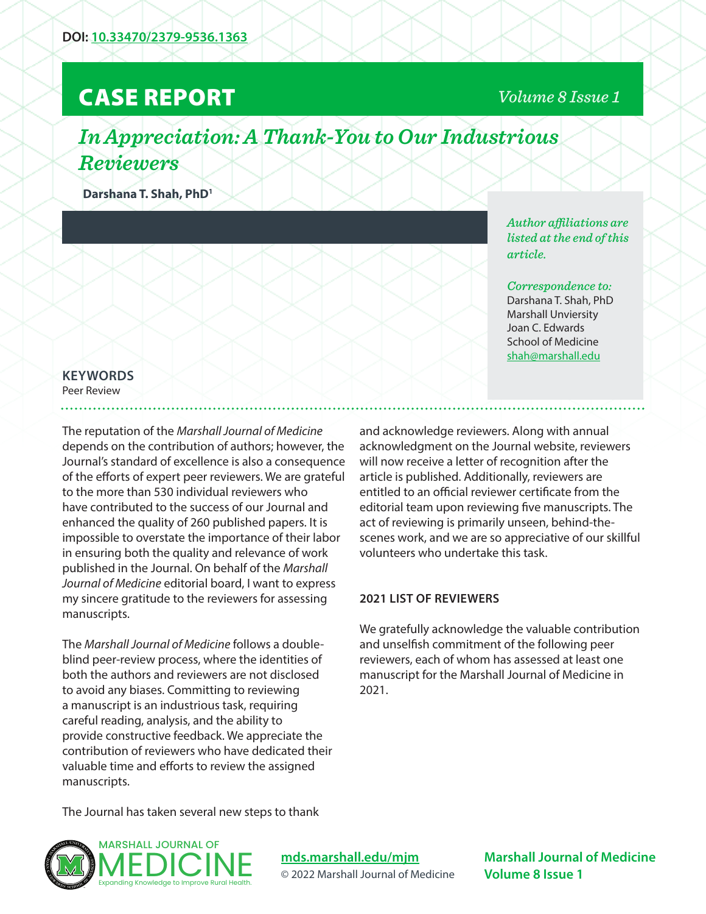DOI: [10.33470/2379-9536.1363](https://doi.org/10.33470/2379-9536.1363)

**CASE REPORT**

# *In Appreciation: A Thank-You to Our Industrious Reviewers*

**Darshana T. Shah, PhD**[1]

*Author affiliations are listed at the end of this article.*

*Correspondence to:*
Darshana T. Shah, PhD
Marshall Unviersity
Joan C. Edwards
School of Medicine
shah@marshall.edu

**KEYWORDS**
Peer Review

The reputation of the *Marshall Journal of Medicine* depends on the contribution of authors; however, the Journal's standard of excellence is also a consequence of the efforts of expert peer reviewers. We are grateful to the more than 530 individual reviewers who have contributed to the success of our Journal and enhanced the quality of 260 published papers. It is impossible to overstate the importance of their labor in ensuring both the quality and relevance of work published in the Journal. On behalf of the *Marshall Journal of Medicine* editorial board, I want to express my sincere gratitude to the reviewers for assessing manuscripts.

The *Marshall Journal of Medicine* follows a double-blind peer-review process, where the identities of both the authors and reviewers are not disclosed to avoid any biases. Committing to reviewing a manuscript is an industrious task, requiring careful reading, analysis, and the ability to provide constructive feedback. We appreciate the contribution of reviewers who have dedicated their valuable time and efforts to review the assigned manuscripts.

The Journal has taken several new steps to thank and acknowledge reviewers. Along with annual acknowledgment on the Journal website, reviewers will now receive a letter of recognition after the article is published. Additionally, reviewers are entitled to an official reviewer certificate from the editorial team upon reviewing five manuscripts. The act of reviewing is primarily unseen, behind-the-scenes work, and we are so appreciative of our skillful volunteers who undertake this task.

## 2021 LIST OF REVIEWERS

We gratefully acknowledge the valuable contribution and unselfish commitment of the following peer reviewers, each of whom has assessed at least one manuscript for the Marshall Journal of Medicine in 2021.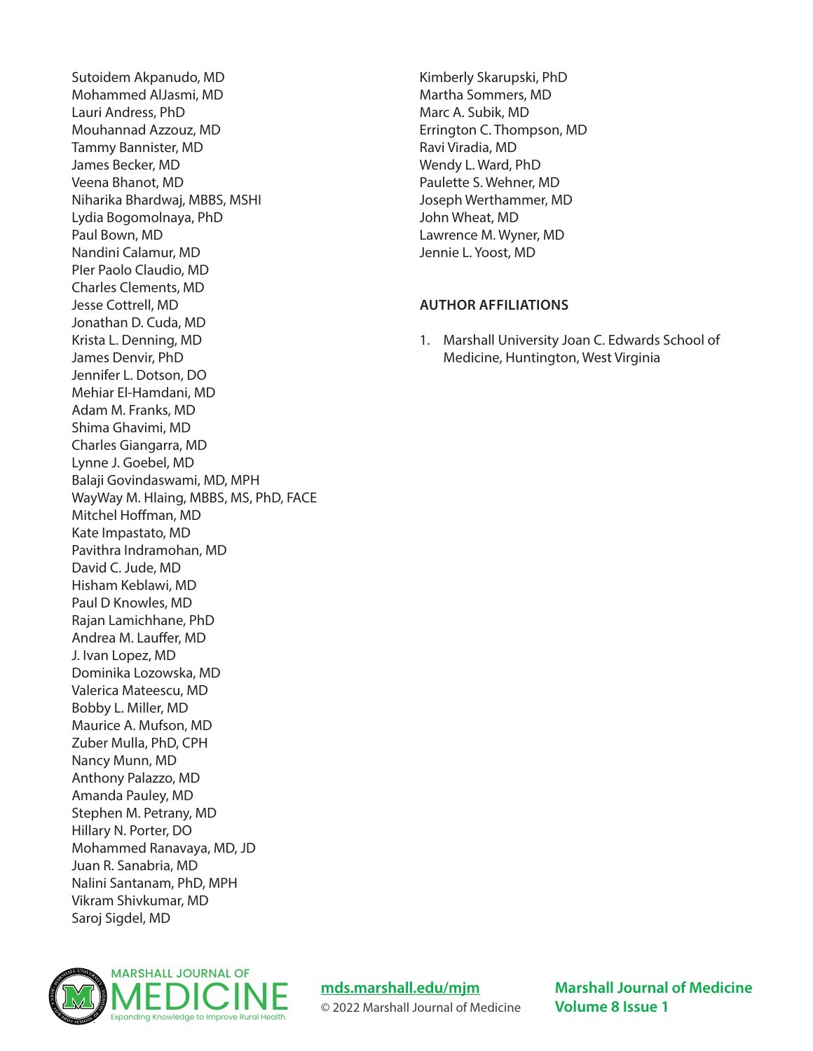Sutoidem Akpanudo, MD
Mohammed AlJasmi, MD
Lauri Andress, PhD
Mouhannad Azzouz, MD
Tammy Bannister, MD
James Becker, MD
Veena Bhanot, MD
Niharika Bhardwaj, MBBS, MSHI
Lydia Bogomolnaya, PhD
Paul Bown, MD
Nandini Calamur, MD
PIer Paolo Claudio, MD
Charles Clements, MD
Jesse Cottrell, MD
Jonathan D. Cuda, MD
Krista L. Denning, MD
James Denvir, PhD
Jennifer L. Dotson, DO
Mehiar El-Hamdani, MD
Adam M. Franks, MD
Shima Ghavimi, MD
Charles Giangarra, MD
Lynne J. Goebel, MD
Balaji Govindaswami, MD, MPH
WayWay M. Hlaing, MBBS, MS, PhD, FACE
Mitchel Hoffman, MD
Kate Impastato, MD
Pavithra Indramohan, MD
David C. Jude, MD
Hisham Keblawi, MD
Paul D Knowles, MD
Rajan Lamichhane, PhD
Andrea M. Lauffer, MD
J. Ivan Lopez, MD
Dominika Lozowska, MD
Valerica Mateescu, MD
Bobby L. Miller, MD
Maurice A. Mufson, MD
Zuber Mulla, PhD, CPH
Nancy Munn, MD
Anthony Palazzo, MD
Amanda Pauley, MD
Stephen M. Petrany, MD
Hillary N. Porter, DO
Mohammed Ranavaya, MD, JD
Juan R. Sanabria, MD
Nalini Santanam, PhD, MPH
Vikram Shivkumar, MD
Saroj Sigdel, MD
Kimberly Skarupski, PhD
Martha Sommers, MD
Marc A. Subik, MD
Errington C. Thompson, MD
Ravi Viradia, MD
Wendy L. Ward, PhD
Paulette S. Wehner, MD
Joseph Werthammer, MD
John Wheat, MD
Lawrence M. Wyner, MD
Jennie L. Yoost, MD

## AUTHOR AFFILIATIONS

1. Marshall University Joan C. Edwards School of Medicine, Huntington, West Virginia